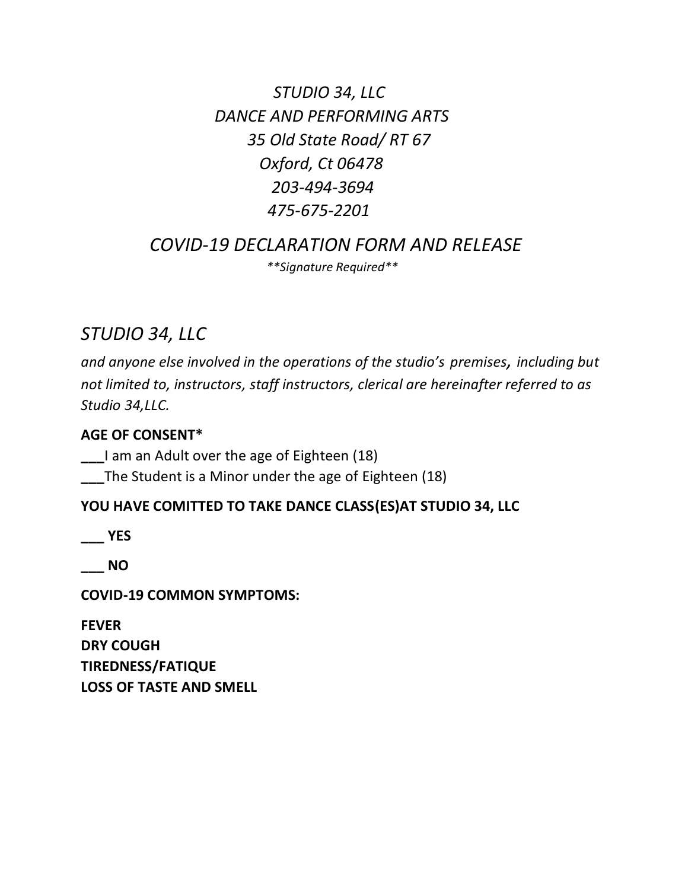*STUDIO 34, LLC*
*DANCE AND PERFORMING ARTS*
*35 Old State Road/ RT 67*
*Oxford, Ct 06478*
*203-494-3694*
*475-675-2201*

# *COVID-19 DECLARATION FORM AND RELEASE*

***Signature Required***

## *STUDIO 34, LLC*

*and anyone else involved in the operations of the studio's premises, including but not limited to, instructors, staff instructors, clerical are hereinafter referred to as Studio 34,LLC.*

**AGE OF CONSENT***

___I am an Adult over the age of Eighteen (18)

___The Student is a Minor under the age of Eighteen (18)

**YOU HAVE COMITTED TO TAKE DANCE CLASS(ES)AT STUDIO 34, LLC**

**___ YES**

**___ NO**

**COVID-19 COMMON SYMPTOMS:**

**FEVER**
**DRY COUGH**
**TIREDNESS/FATIQUE**
**LOSS OF TASTE AND SMELL**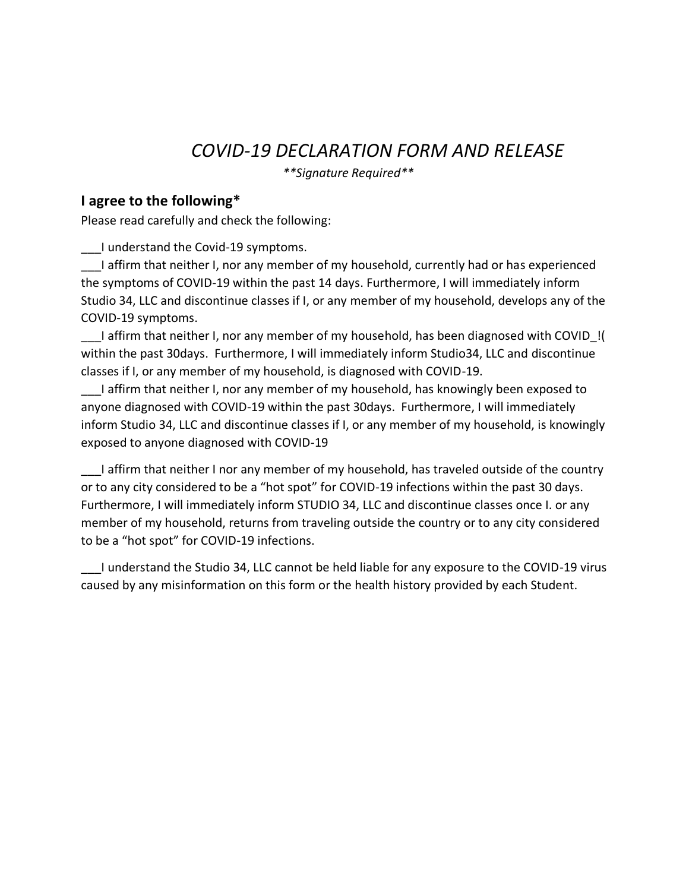# *COVID-19 DECLARATION FORM AND RELEASE*

***Signature Required***

## I agree to the following*

Please read carefully and check the following:

___I understand the Covid-19 symptoms.

___I affirm that neither I, nor any member of my household, currently had or has experienced the symptoms of COVID-19 within the past 14 days. Furthermore, I will immediately inform Studio 34, LLC and discontinue classes if I, or any member of my household, develops any of the COVID-19 symptoms.

___I affirm that neither I, nor any member of my household, has been diagnosed with COVID_!( within the past 30days. Furthermore, I will immediately inform Studio34, LLC and discontinue classes if I, or any member of my household, is diagnosed with COVID-19.

___I affirm that neither I, nor any member of my household, has knowingly been exposed to anyone diagnosed with COVID-19 within the past 30days. Furthermore, I will immediately inform Studio 34, LLC and discontinue classes if I, or any member of my household, is knowingly exposed to anyone diagnosed with COVID-19

___I affirm that neither I nor any member of my household, has traveled outside of the country or to any city considered to be a "hot spot" for COVID-19 infections within the past 30 days. Furthermore, I will immediately inform STUDIO 34, LLC and discontinue classes once I. or any member of my household, returns from traveling outside the country or to any city considered to be a "hot spot" for COVID-19 infections.

___I understand the Studio 34, LLC cannot be held liable for any exposure to the COVID-19 virus caused by any misinformation on this form or the health history provided by each Student.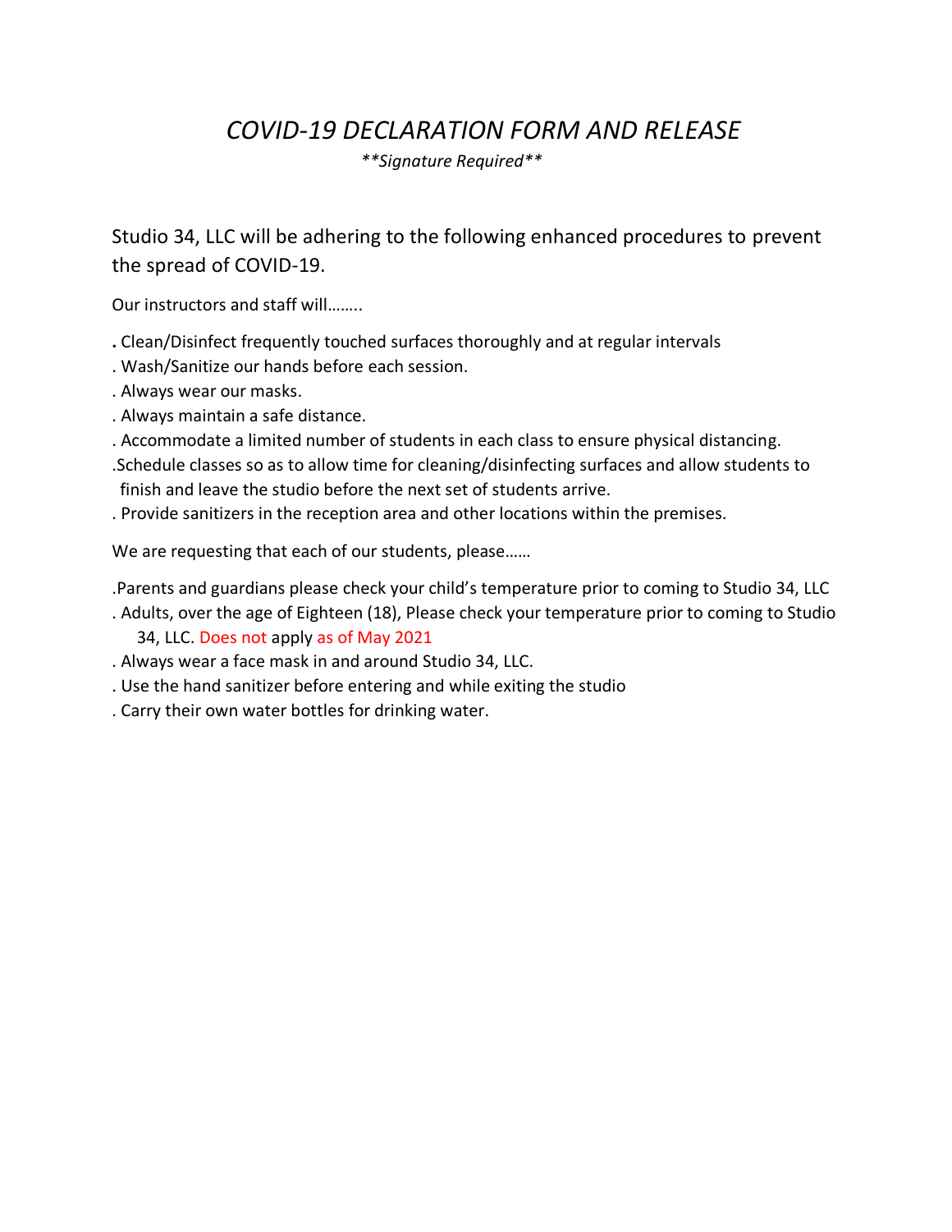# *COVID-19 DECLARATION FORM AND RELEASE*

***\*Signature Required\*\****

Studio 34, LLC will be adhering to the following enhanced procedures to prevent the spread of COVID-19.

Our instructors and staff will……..

. Clean/Disinfect frequently touched surfaces thoroughly and at regular intervals
. Wash/Sanitize our hands before each session.
. Always wear our masks.
. Always maintain a safe distance.
. Accommodate a limited number of students in each class to ensure physical distancing.
.Schedule classes so as to allow time for cleaning/disinfecting surfaces and allow students to finish and leave the studio before the next set of students arrive.
. Provide sanitizers in the reception area and other locations within the premises.

We are requesting that each of our students, please……

.Parents and guardians please check your child's temperature prior to coming to Studio 34, LLC
. Adults, over the age of Eighteen (18), Please check your temperature prior to coming to Studio 34, LLC. Does not apply as of May 2021
. Always wear a face mask in and around Studio 34, LLC.
. Use the hand sanitizer before entering and while exiting the studio
. Carry their own water bottles for drinking water.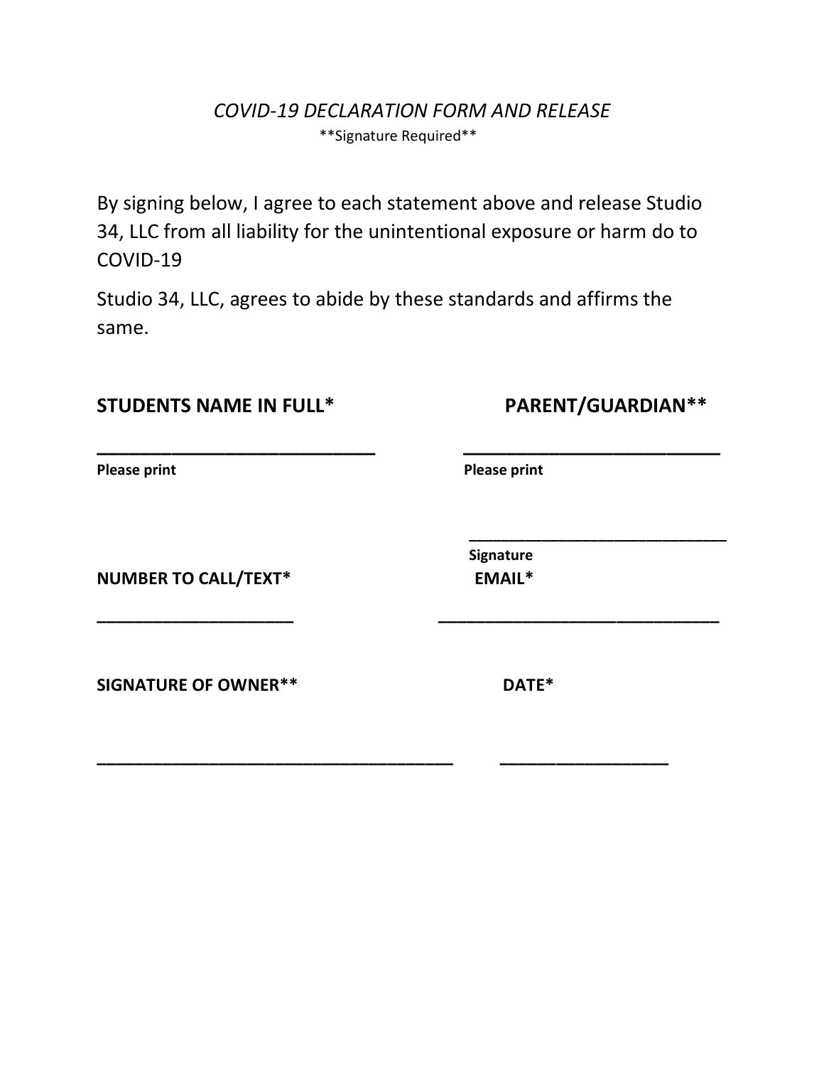*COVID-19 DECLARATION FORM AND RELEASE*

**Signature Required**

By signing below, I agree to each statement above and release Studio 34, LLC from all liability for the unintentional exposure or harm do to COVID-19

Studio 34, LLC, agrees to abide by these standards and affirms the same.

**STUDENTS NAME IN FULL***

______________________________

**Please print**

**PARENT/GUARDIAN****

______________________________

**Please print**

______________________________

**Signature**

**NUMBER TO CALL/TEXT***

______________________________

**EMAIL***

______________________________

**SIGNATURE OF OWNER****

______________________________

**DATE***

______________________________